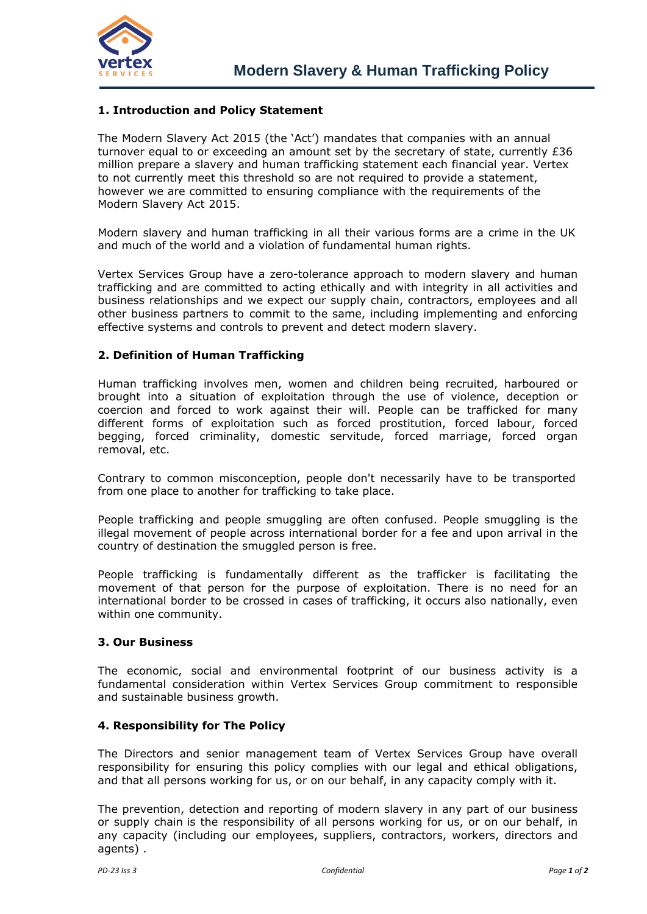# Modern Slavery & Human Trafficking Policy

## 1. Introduction and Policy Statement

The Modern Slavery Act 2015 (the 'Act') mandates that companies with an annual turnover equal to or exceeding an amount set by the secretary of state, currently £36 million prepare a slavery and human trafficking statement each financial year. Vertex to not currently meet this threshold so are not required to provide a statement, however we are committed to ensuring compliance with the requirements of the Modern Slavery Act 2015.

Modern slavery and human trafficking in all their various forms are a crime in the UK and much of the world and a violation of fundamental human rights.

Vertex Services Group have a zero-tolerance approach to modern slavery and human trafficking and are committed to acting ethically and with integrity in all activities and business relationships and we expect our supply chain, contractors, employees and all other business partners to commit to the same, including implementing and enforcing effective systems and controls to prevent and detect modern slavery.

## 2. Definition of Human Trafficking

Human trafficking involves men, women and children being recruited, harboured or brought into a situation of exploitation through the use of violence, deception or coercion and forced to work against their will. People can be trafficked for many different forms of exploitation such as forced prostitution, forced labour, forced begging, forced criminality, domestic servitude, forced marriage, forced organ removal, etc.

Contrary to common misconception, people don't necessarily have to be transported from one place to another for trafficking to take place.

People trafficking and people smuggling are often confused. People smuggling is the illegal movement of people across international border for a fee and upon arrival in the country of destination the smuggled person is free.

People trafficking is fundamentally different as the trafficker is facilitating the movement of that person for the purpose of exploitation. There is no need for an international border to be crossed in cases of trafficking, it occurs also nationally, even within one community.

## 3. Our Business

The economic, social and environmental footprint of our business activity is a fundamental consideration within Vertex Services Group commitment to responsible and sustainable business growth.

## 4. Responsibility for The Policy

The Directors and senior management team of Vertex Services Group have overall responsibility for ensuring this policy complies with our legal and ethical obligations, and that all persons working for us, or on our behalf, in any capacity comply with it.

The prevention, detection and reporting of modern slavery in any part of our business or supply chain is the responsibility of all persons working for us, or on our behalf, in any capacity (including our employees, suppliers, contractors, workers, directors and agents) .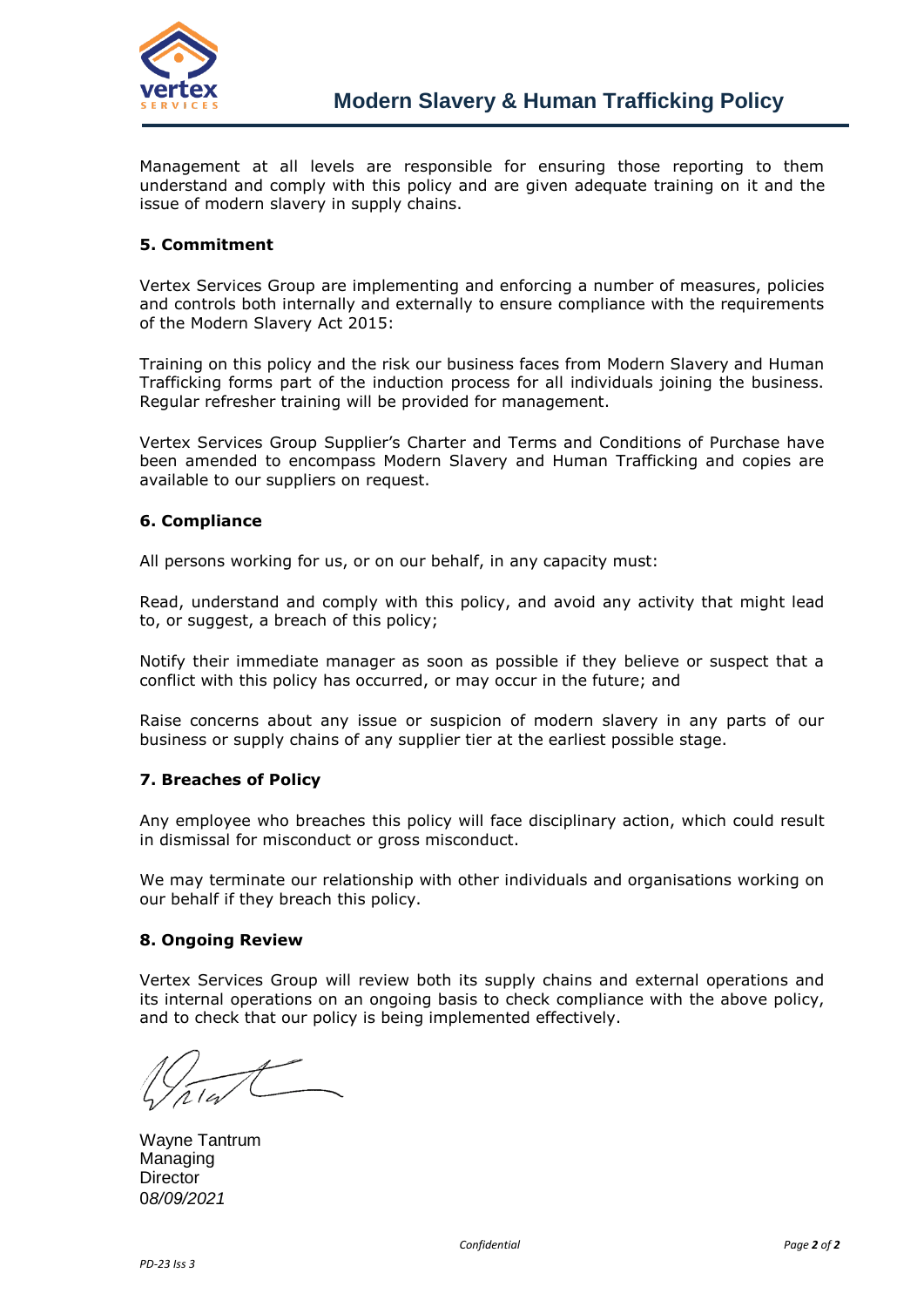Management at all levels are responsible for ensuring those reporting to them understand and comply with this policy and are given adequate training on it and the issue of modern slavery in supply chains.

## 5. Commitment

Vertex Services Group are implementing and enforcing a number of measures, policies and controls both internally and externally to ensure compliance with the requirements of the Modern Slavery Act 2015:

Training on this policy and the risk our business faces from Modern Slavery and Human Trafficking forms part of the induction process for all individuals joining the business. Regular refresher training will be provided for management.

Vertex Services Group Supplier's Charter and Terms and Conditions of Purchase have been amended to encompass Modern Slavery and Human Trafficking and copies are available to our suppliers on request.

## 6. Compliance

All persons working for us, or on our behalf, in any capacity must:

Read, understand and comply with this policy, and avoid any activity that might lead to, or suggest, a breach of this policy;

Notify their immediate manager as soon as possible if they believe or suspect that a conflict with this policy has occurred, or may occur in the future; and

Raise concerns about any issue or suspicion of modern slavery in any parts of our business or supply chains of any supplier tier at the earliest possible stage.

## 7. Breaches of Policy

Any employee who breaches this policy will face disciplinary action, which could result in dismissal for misconduct or gross misconduct.

We may terminate our relationship with other individuals and organisations working on our behalf if they breach this policy.

## 8. Ongoing Review

Vertex Services Group will review both its supply chains and external operations and its internal operations on an ongoing basis to check compliance with the above policy, and to check that our policy is being implemented effectively.

Wayne Tantrum
Managing
Director
*08/09/2021*

*Confidential*

*PD-23 Iss 3*